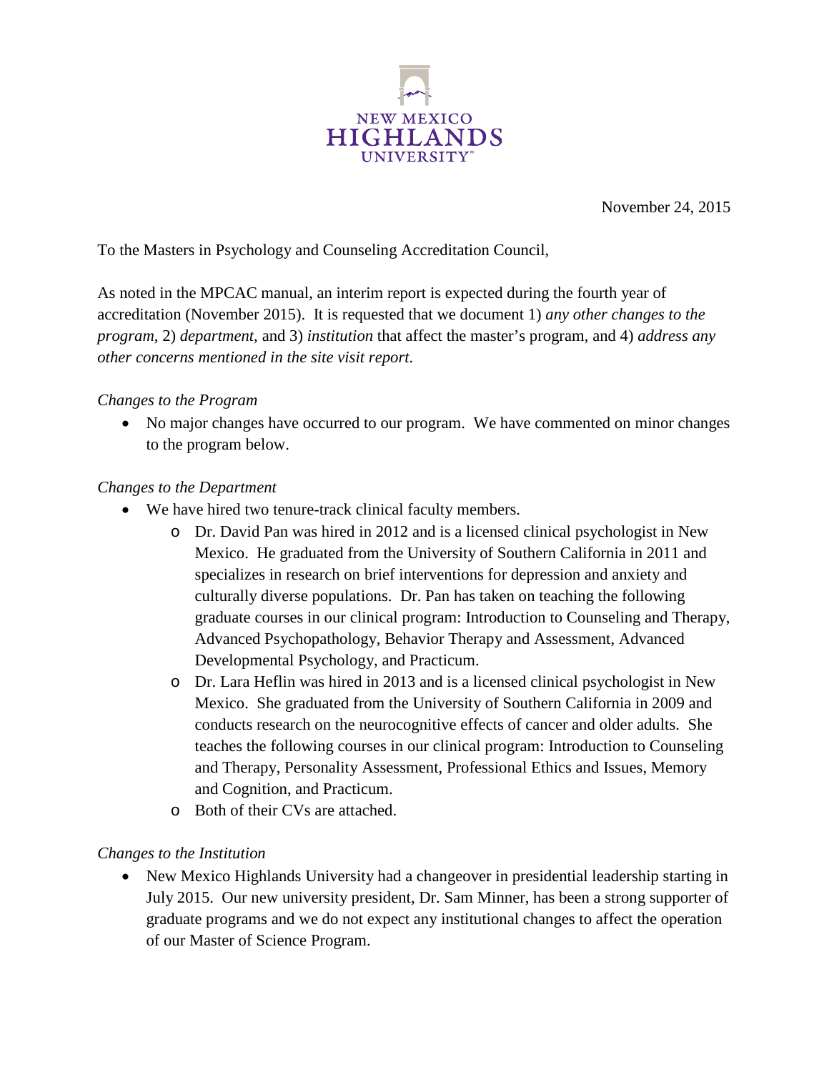NEW MEXICO HIGHLANDS UNIVERSITY

November 24, 2015

To the Masters in Psychology and Counseling Accreditation Council,

As noted in the MPCAC manual, an interim report is expected during the fourth year of accreditation (November 2015). It is requested that we document 1) *any other changes to the program*, 2) *department*, and 3) *institution* that affect the master's program, and 4) *address any other concerns mentioned in the site visit report*.

*Changes to the Program*

- No major changes have occurred to our program. We have commented on minor changes to the program below.

*Changes to the Department*

- We have hired two tenure-track clinical faculty members.
  - Dr. David Pan was hired in 2012 and is a licensed clinical psychologist in New Mexico. He graduated from the University of Southern California in 2011 and specializes in research on brief interventions for depression and anxiety and culturally diverse populations. Dr. Pan has taken on teaching the following graduate courses in our clinical program: Introduction to Counseling and Therapy, Advanced Psychopathology, Behavior Therapy and Assessment, Advanced Developmental Psychology, and Practicum.
  - Dr. Lara Heflin was hired in 2013 and is a licensed clinical psychologist in New Mexico. She graduated from the University of Southern California in 2009 and conducts research on the neurocognitive effects of cancer and older adults. She teaches the following courses in our clinical program: Introduction to Counseling and Therapy, Personality Assessment, Professional Ethics and Issues, Memory and Cognition, and Practicum.
  - Both of their CVs are attached.

*Changes to the Institution*

- New Mexico Highlands University had a changeover in presidential leadership starting in July 2015. Our new university president, Dr. Sam Minner, has been a strong supporter of graduate programs and we do not expect any institutional changes to affect the operation of our Master of Science Program.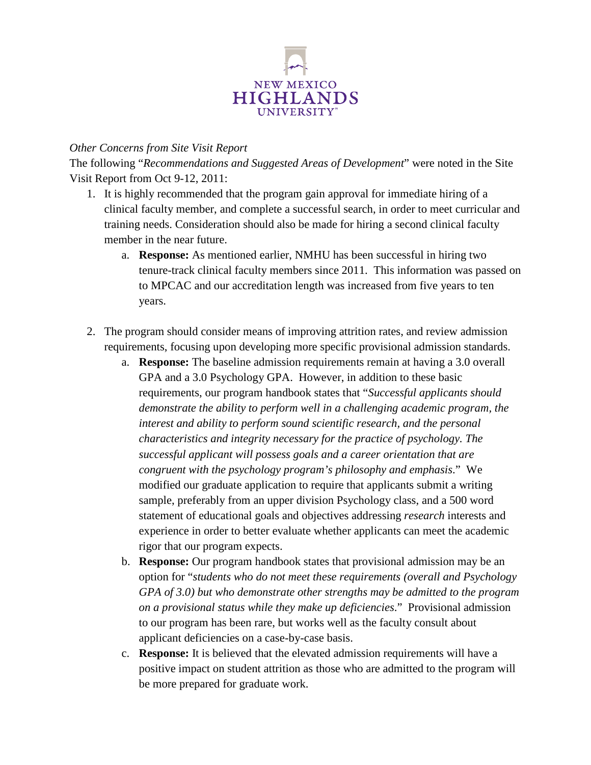*Other Concerns from Site Visit Report*

The following "*Recommendations and Suggested Areas of Development*" were noted in the Site Visit Report from Oct 9-12, 2011:

1. It is highly recommended that the program gain approval for immediate hiring of a clinical faculty member, and complete a successful search, in order to meet curricular and training needs. Consideration should also be made for hiring a second clinical faculty member in the near future.
   a. **Response:** As mentioned earlier, NMHU has been successful in hiring two tenure-track clinical faculty members since 2011. This information was passed on to MPCAC and our accreditation length was increased from five years to ten years.

2. The program should consider means of improving attrition rates, and review admission requirements, focusing upon developing more specific provisional admission standards.
   a. **Response:** The baseline admission requirements remain at having a 3.0 overall GPA and a 3.0 Psychology GPA. However, in addition to these basic requirements, our program handbook states that "*Successful applicants should demonstrate the ability to perform well in a challenging academic program, the interest and ability to perform sound scientific research, and the personal characteristics and integrity necessary for the practice of psychology. The successful applicant will possess goals and a career orientation that are congruent with the psychology program's philosophy and emphasis*." We modified our graduate application to require that applicants submit a writing sample, preferably from an upper division Psychology class, and a 500 word statement of educational goals and objectives addressing *research* interests and experience in order to better evaluate whether applicants can meet the academic rigor that our program expects.
   b. **Response:** Our program handbook states that provisional admission may be an option for "*students who do not meet these requirements (overall and Psychology GPA of 3.0) but who demonstrate other strengths may be admitted to the program on a provisional status while they make up deficiencies*." Provisional admission to our program has been rare, but works well as the faculty consult about applicant deficiencies on a case-by-case basis.
   c. **Response:** It is believed that the elevated admission requirements will have a positive impact on student attrition as those who are admitted to the program will be more prepared for graduate work.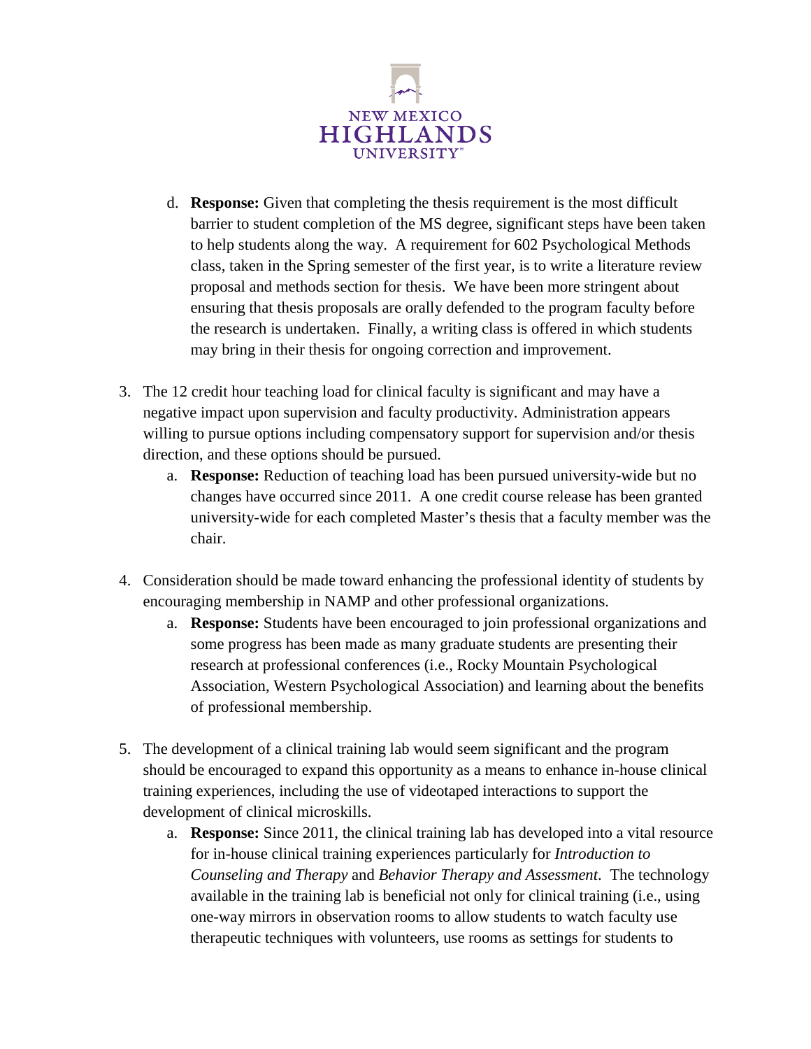d. **Response:** Given that completing the thesis requirement is the most difficult barrier to student completion of the MS degree, significant steps have been taken to help students along the way. A requirement for 602 Psychological Methods class, taken in the Spring semester of the first year, is to write a literature review proposal and methods section for thesis. We have been more stringent about ensuring that thesis proposals are orally defended to the program faculty before the research is undertaken. Finally, a writing class is offered in which students may bring in their thesis for ongoing correction and improvement.

3. The 12 credit hour teaching load for clinical faculty is significant and may have a negative impact upon supervision and faculty productivity. Administration appears willing to pursue options including compensatory support for supervision and/or thesis direction, and these options should be pursued.
   a. **Response:** Reduction of teaching load has been pursued university-wide but no changes have occurred since 2011. A one credit course release has been granted university-wide for each completed Master's thesis that a faculty member was the chair.

4. Consideration should be made toward enhancing the professional identity of students by encouraging membership in NAMP and other professional organizations.
   a. **Response:** Students have been encouraged to join professional organizations and some progress has been made as many graduate students are presenting their research at professional conferences (i.e., Rocky Mountain Psychological Association, Western Psychological Association) and learning about the benefits of professional membership.

5. The development of a clinical training lab would seem significant and the program should be encouraged to expand this opportunity as a means to enhance in-house clinical training experiences, including the use of videotaped interactions to support the development of clinical microskills.
   a. **Response:** Since 2011, the clinical training lab has developed into a vital resource for in-house clinical training experiences particularly for *Introduction to Counseling and Therapy* and *Behavior Therapy and Assessment*. The technology available in the training lab is beneficial not only for clinical training (i.e., using one-way mirrors in observation rooms to allow students to watch faculty use therapeutic techniques with volunteers, use rooms as settings for students to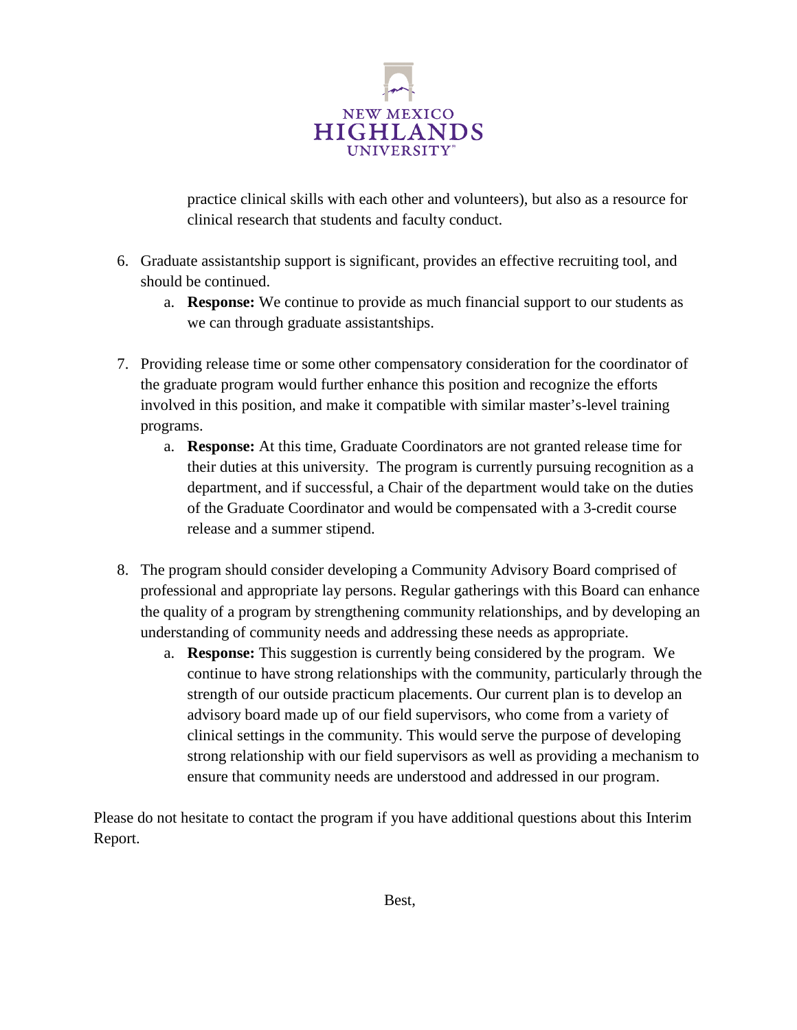practice clinical skills with each other and volunteers), but also as a resource for clinical research that students and faculty conduct.

6. Graduate assistantship support is significant, provides an effective recruiting tool, and should be continued.
   a. **Response:** We continue to provide as much financial support to our students as we can through graduate assistantships.

7. Providing release time or some other compensatory consideration for the coordinator of the graduate program would further enhance this position and recognize the efforts involved in this position, and make it compatible with similar master's-level training programs.
   a. **Response:** At this time, Graduate Coordinators are not granted release time for their duties at this university. The program is currently pursuing recognition as a department, and if successful, a Chair of the department would take on the duties of the Graduate Coordinator and would be compensated with a 3-credit course release and a summer stipend.

8. The program should consider developing a Community Advisory Board comprised of professional and appropriate lay persons. Regular gatherings with this Board can enhance the quality of a program by strengthening community relationships, and by developing an understanding of community needs and addressing these needs as appropriate.
   a. **Response:** This suggestion is currently being considered by the program. We continue to have strong relationships with the community, particularly through the strength of our outside practicum placements. Our current plan is to develop an advisory board made up of our field supervisors, who come from a variety of clinical settings in the community. This would serve the purpose of developing strong relationship with our field supervisors as well as providing a mechanism to ensure that community needs are understood and addressed in our program.

Please do not hesitate to contact the program if you have additional questions about this Interim Report.

Best,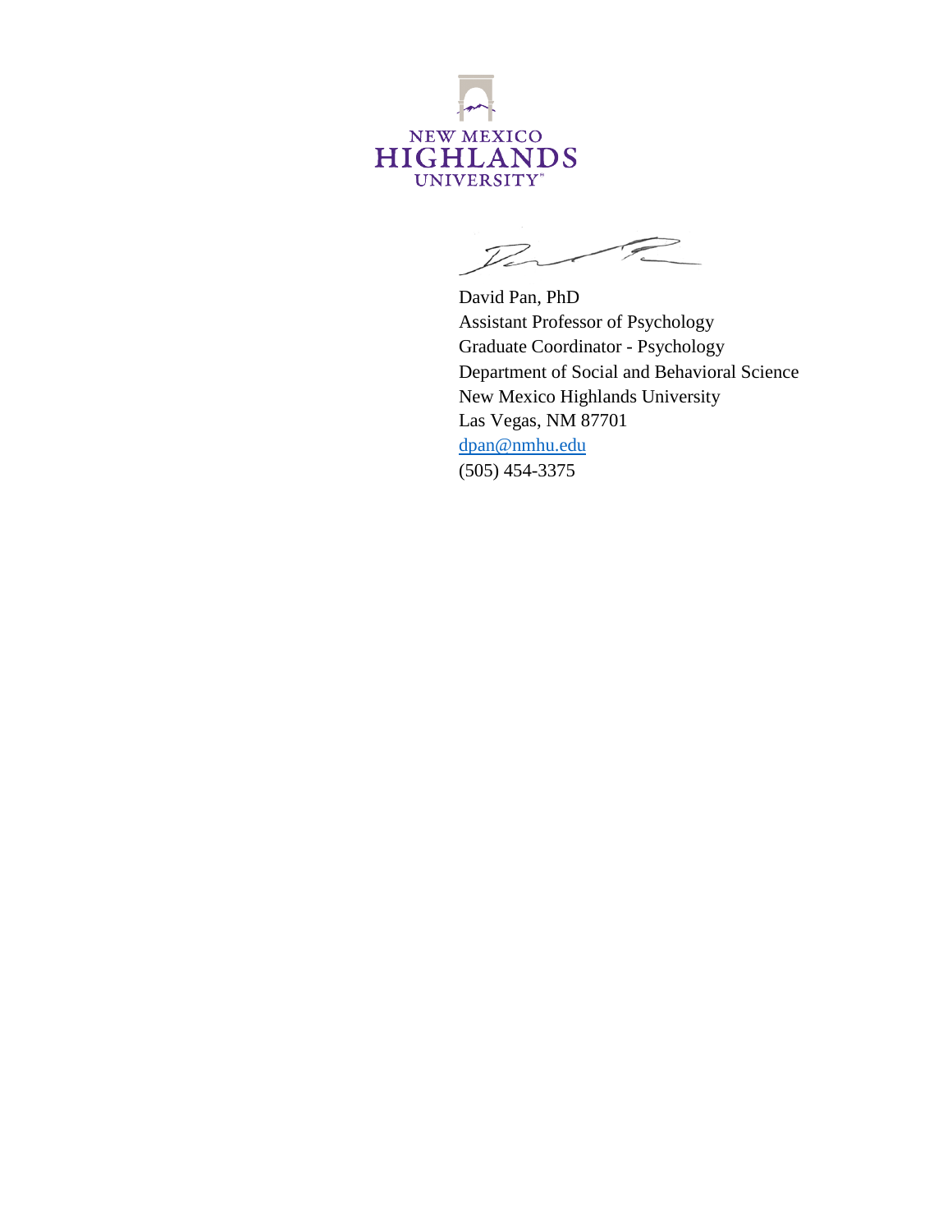NEW MEXICO
HIGHLANDS
UNIVERSITY™

David Pan, PhD
Assistant Professor of Psychology
Graduate Coordinator - Psychology
Department of Social and Behavioral Science
New Mexico Highlands University
Las Vegas, NM 87701
dpan@nmhu.edu
(505) 454-3375